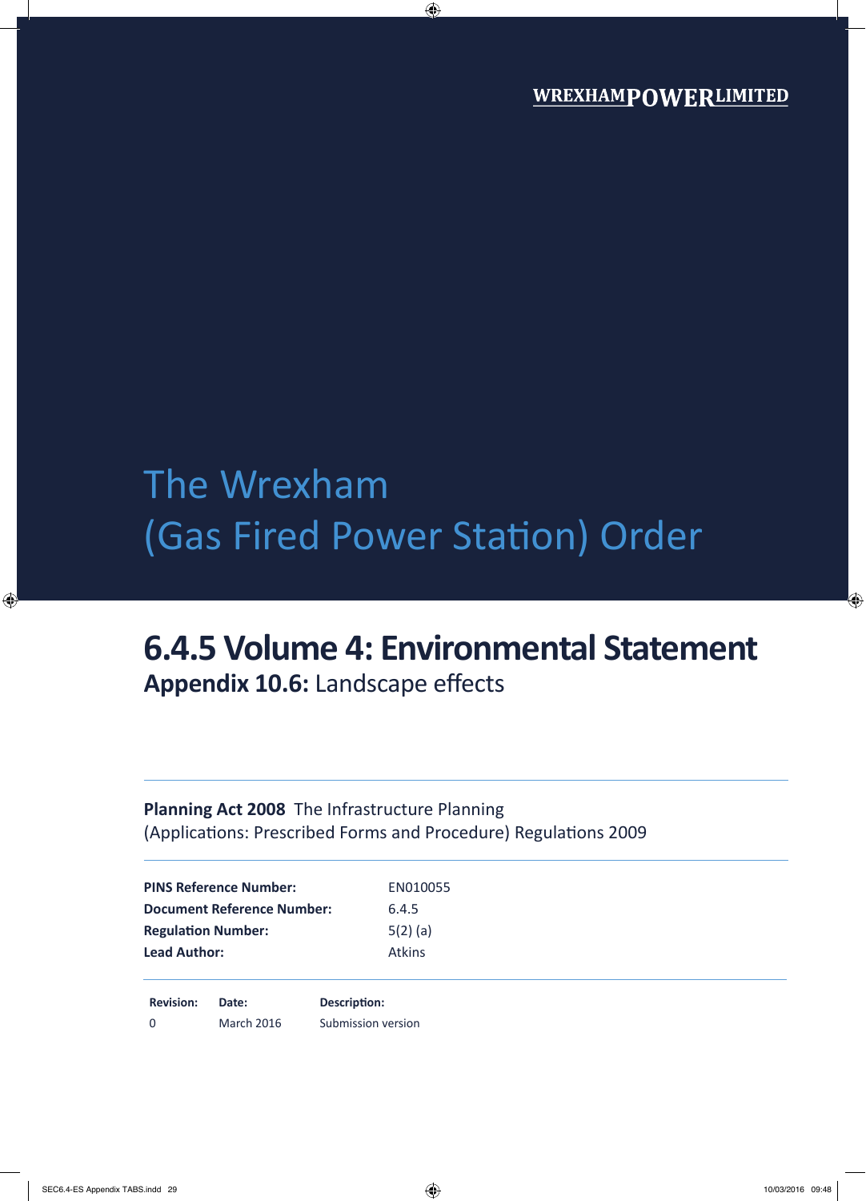WREXHAMPOWERLIMITED

# The Wrexham (Gas Fired Power Station) Order

## 6.4.5 Volume 4: Environmental Statement

**Appendix 10.6:** Landscape effects

**Planning Act 2008** The Infrastructure Planning (Applications: Prescribed Forms and Procedure) Regulations 2009

| | |
|---|---|
| **PINS Reference Number:** | EN010055 |
| **Document Reference Number:** | 6.4.5 |
| **Regulation Number:** | 5(2) (a) |
| **Lead Author:** | Atkins |

| **Revision:** | **Date:** | **Description:** |
|---|---|---|
| 0 | March 2016 | Submission version |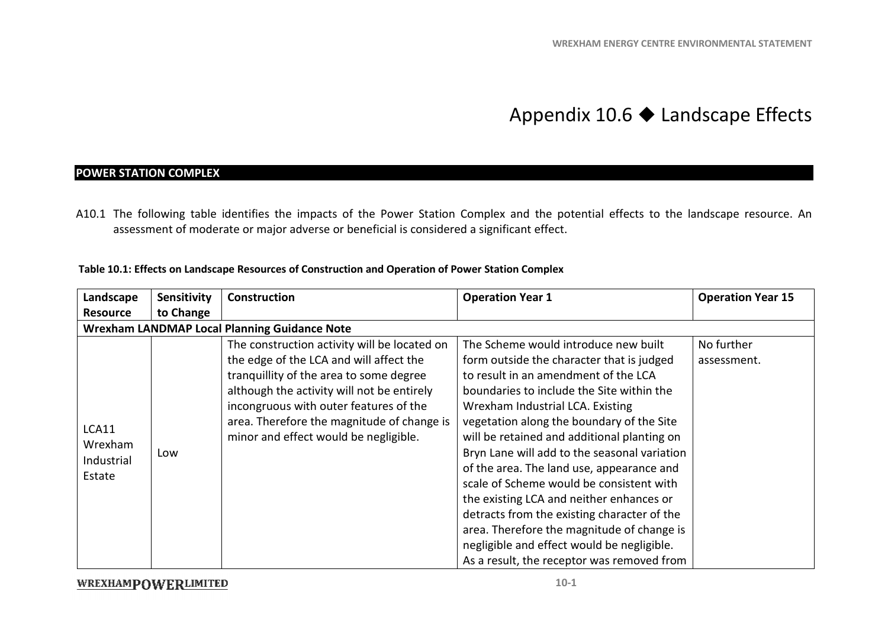# Appendix 10.6 ◆ Landscape Effects

## POWER STATION COMPLEX

A10.1 The following table identifies the impacts of the Power Station Complex and the potential effects to the landscape resource. An assessment of moderate or major adverse or beneficial is considered a significant effect.

**Table 10.1: Effects on Landscape Resources of Construction and Operation of Power Station Complex**

| Landscape Resource | Sensitivity to Change | Construction | Operation Year 1 | Operation Year 15 |
|---|---|---|---|---|
| **Wrexham LANDMAP Local Planning Guidance Note** | | | | |
| LCA11 Wrexham Industrial Estate | Low | The construction activity will be located on the edge of the LCA and will affect the tranquillity of the area to some degree although the activity will not be entirely incongruous with outer features of the area. Therefore the magnitude of change is minor and effect would be negligible. | The Scheme would introduce new built form outside the character that is judged to result in an amendment of the LCA boundaries to include the Site within the Wrexham Industrial LCA. Existing vegetation along the boundary of the Site will be retained and additional planting on Bryn Lane will add to the seasonal variation of the area. The land use, appearance and scale of Scheme would be consistent with the existing LCA and neither enhances or detracts from the existing character of the area. Therefore the magnitude of change is negligible and effect would be negligible. As a result, the receptor was removed from | No further assessment. |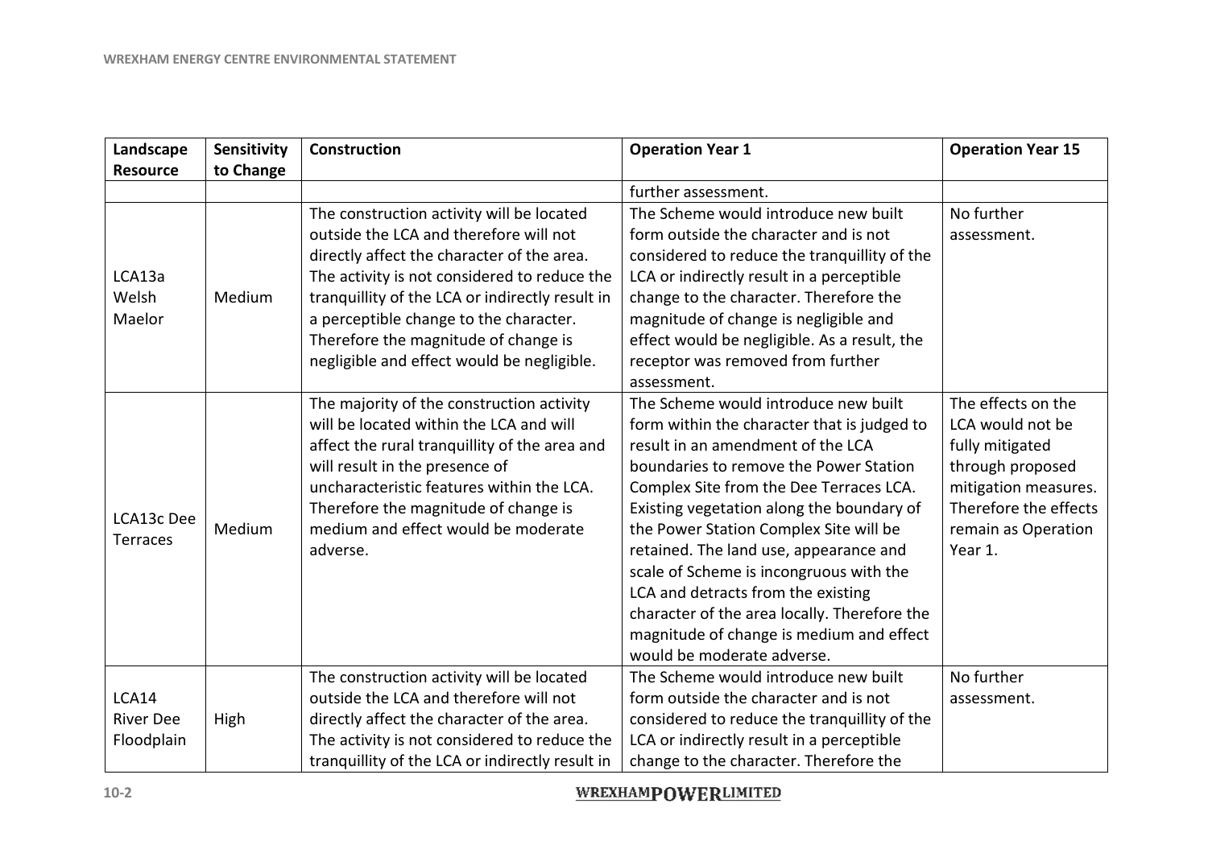| Landscape Resource | Sensitivity to Change | Construction | Operation Year 1 | Operation Year 15 |
|---|---|---|---|---|
| | | | further assessment. | |
| LCA13a Welsh Maelor | Medium | The construction activity will be located outside the LCA and therefore will not directly affect the character of the area. The activity is not considered to reduce the tranquillity of the LCA or indirectly result in a perceptible change to the character. Therefore the magnitude of change is negligible and effect would be negligible. | The Scheme would introduce new built form outside the character and is not considered to reduce the tranquillity of the LCA or indirectly result in a perceptible change to the character. Therefore the magnitude of change is negligible and effect would be negligible. As a result, the receptor was removed from further assessment. | No further assessment. |
| LCA13c Dee Terraces | Medium | The majority of the construction activity will be located within the LCA and will affect the rural tranquillity of the area and will result in the presence of uncharacteristic features within the LCA. Therefore the magnitude of change is medium and effect would be moderate adverse. | The Scheme would introduce new built form within the character that is judged to result in an amendment of the LCA boundaries to remove the Power Station Complex Site from the Dee Terraces LCA. Existing vegetation along the boundary of the Power Station Complex Site will be retained. The land use, appearance and scale of Scheme is incongruous with the LCA and detracts from the existing character of the area locally. Therefore the magnitude of change is medium and effect would be moderate adverse. | The effects on the LCA would not be fully mitigated through proposed mitigation measures. Therefore the effects remain as Operation Year 1. |
| LCA14 River Dee Floodplain | High | The construction activity will be located outside the LCA and therefore will not directly affect the character of the area. The activity is not considered to reduce the tranquillity of the LCA or indirectly result in | The Scheme would introduce new built form outside the character and is not considered to reduce the tranquillity of the LCA or indirectly result in a perceptible change to the character. Therefore the | No further assessment. |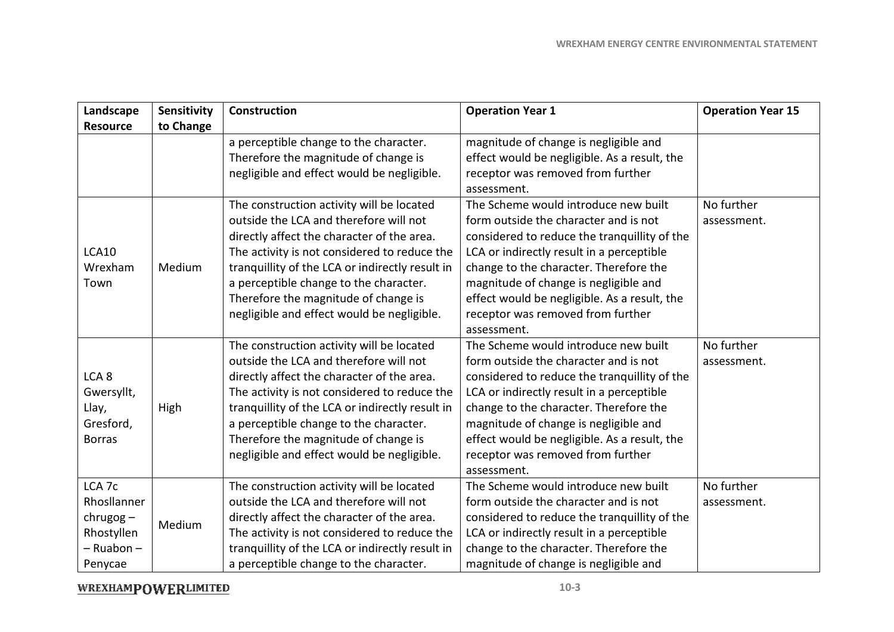| Landscape Resource | Sensitivity to Change | Construction | Operation Year 1 | Operation Year 15 |
|---|---|---|---|---|
| | | a perceptible change to the character. Therefore the magnitude of change is negligible and effect would be negligible. | magnitude of change is negligible and effect would be negligible. As a result, the receptor was removed from further assessment. | |
| LCA10 Wrexham Town | Medium | The construction activity will be located outside the LCA and therefore will not directly affect the character of the area. The activity is not considered to reduce the tranquillity of the LCA or indirectly result in a perceptible change to the character. Therefore the magnitude of change is negligible and effect would be negligible. | The Scheme would introduce new built form outside the character and is not considered to reduce the tranquillity of the LCA or indirectly result in a perceptible change to the character. Therefore the magnitude of change is negligible and effect would be negligible. As a result, the receptor was removed from further assessment. | No further assessment. |
| LCA 8 Gwersyllt, Llay, Gresford, Borras | High | The construction activity will be located outside the LCA and therefore will not directly affect the character of the area. The activity is not considered to reduce the tranquillity of the LCA or indirectly result in a perceptible change to the character. Therefore the magnitude of change is negligible and effect would be negligible. | The Scheme would introduce new built form outside the character and is not considered to reduce the tranquillity of the LCA or indirectly result in a perceptible change to the character. Therefore the magnitude of change is negligible and effect would be negligible. As a result, the receptor was removed from further assessment. | No further assessment. |
| LCA 7c Rhosllanner chrugog – Rhostyllen – Ruabon – Penycae | Medium | The construction activity will be located outside the LCA and therefore will not directly affect the character of the area. The activity is not considered to reduce the tranquillity of the LCA or indirectly result in a perceptible change to the character. | The Scheme would introduce new built form outside the character and is not considered to reduce the tranquillity of the LCA or indirectly result in a perceptible change to the character. Therefore the magnitude of change is negligible and | No further assessment. |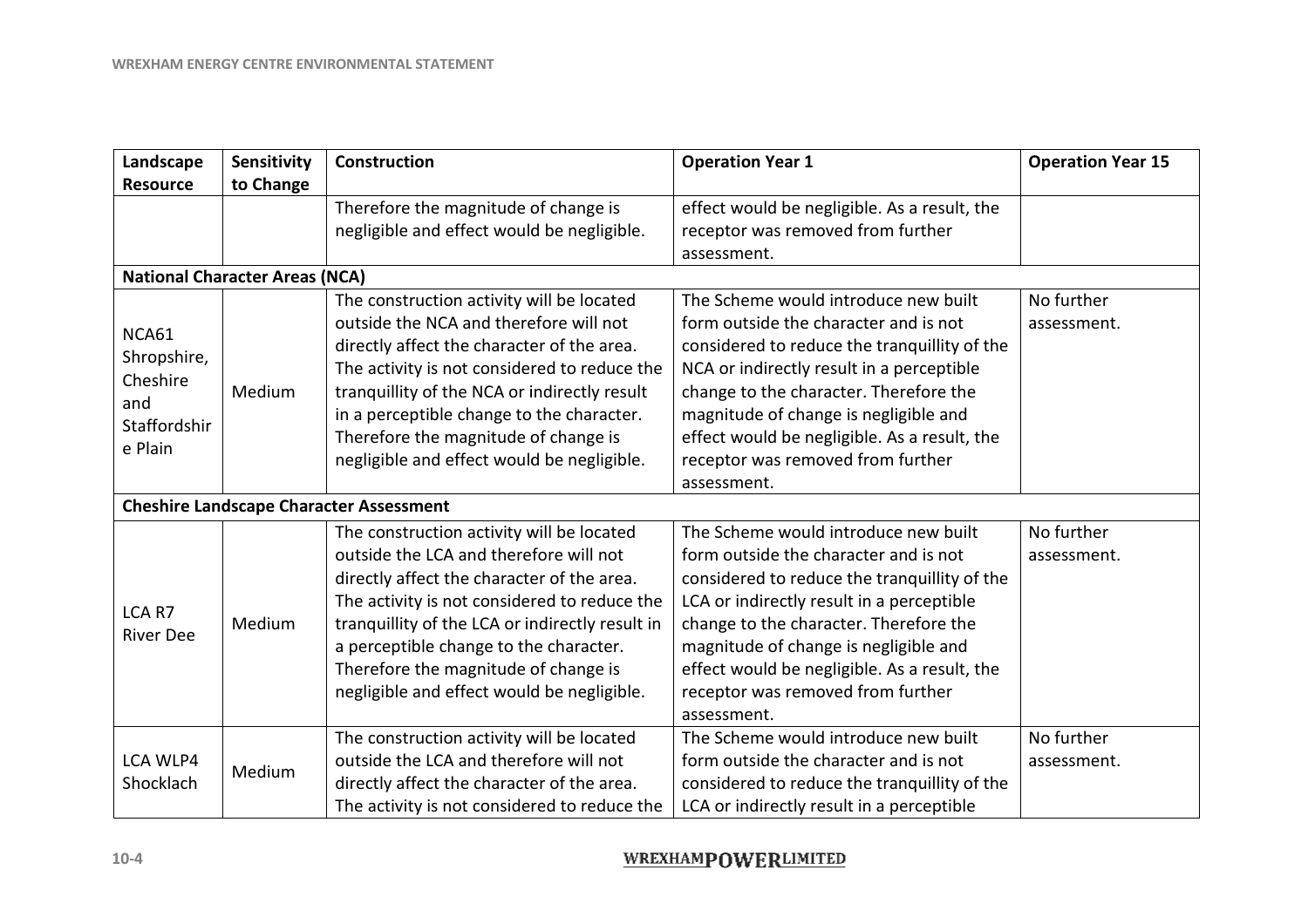| Landscape Resource | Sensitivity to Change | Construction | Operation Year 1 | Operation Year 15 |
| --- | --- | --- | --- | --- |
| | | Therefore the magnitude of change is negligible and effect would be negligible. | effect would be negligible. As a result, the receptor was removed from further assessment. | |
| **National Character Areas (NCA)** | | | | |
| NCA61 Shropshire, Cheshire and Staffordshire Plain | Medium | The construction activity will be located outside the NCA and therefore will not directly affect the character of the area. The activity is not considered to reduce the tranquillity of the NCA or indirectly result in a perceptible change to the character. Therefore the magnitude of change is negligible and effect would be negligible. | The Scheme would introduce new built form outside the character and is not considered to reduce the tranquillity of the NCA or indirectly result in a perceptible change to the character. Therefore the magnitude of change is negligible and effect would be negligible. As a result, the receptor was removed from further assessment. | No further assessment. |
| **Cheshire Landscape Character Assessment** | | | | |
| LCA R7 River Dee | Medium | The construction activity will be located outside the LCA and therefore will not directly affect the character of the area. The activity is not considered to reduce the tranquillity of the LCA or indirectly result in a perceptible change to the character. Therefore the magnitude of change is negligible and effect would be negligible. | The Scheme would introduce new built form outside the character and is not considered to reduce the tranquillity of the LCA or indirectly result in a perceptible change to the character. Therefore the magnitude of change is negligible and effect would be negligible. As a result, the receptor was removed from further assessment. | No further assessment. |
| LCA WLP4 Shocklach | Medium | The construction activity will be located outside the LCA and therefore will not directly affect the character of the area. The activity is not considered to reduce the | The Scheme would introduce new built form outside the character and is not considered to reduce the tranquillity of the LCA or indirectly result in a perceptible | No further assessment. |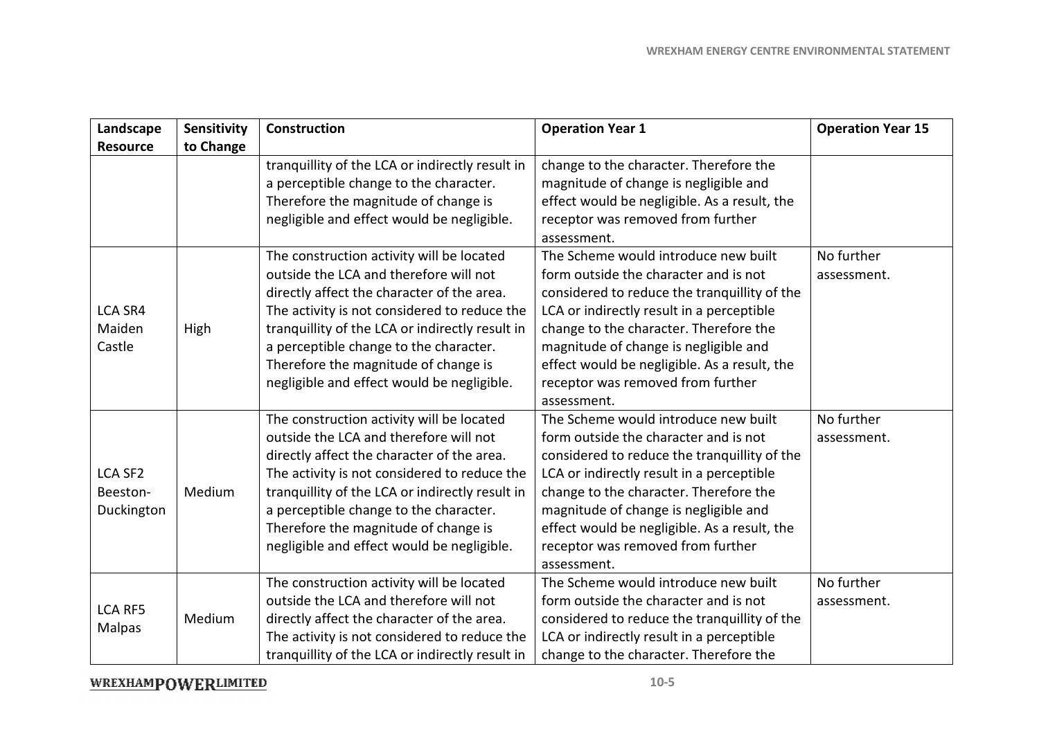| Landscape Resource | Sensitivity to Change | Construction | Operation Year 1 | Operation Year 15 |
|---|---|---|---|---|
| | | tranquillity of the LCA or indirectly result in a perceptible change to the character. Therefore the magnitude of change is negligible and effect would be negligible. | change to the character. Therefore the magnitude of change is negligible and effect would be negligible. As a result, the receptor was removed from further assessment. | |
| LCA SR4 Maiden Castle | High | The construction activity will be located outside the LCA and therefore will not directly affect the character of the area. The activity is not considered to reduce the tranquillity of the LCA or indirectly result in a perceptible change to the character. Therefore the magnitude of change is negligible and effect would be negligible. | The Scheme would introduce new built form outside the character and is not considered to reduce the tranquillity of the LCA or indirectly result in a perceptible change to the character. Therefore the magnitude of change is negligible and effect would be negligible. As a result, the receptor was removed from further assessment. | No further assessment. |
| LCA SF2 Beeston-Duckington | Medium | The construction activity will be located outside the LCA and therefore will not directly affect the character of the area. The activity is not considered to reduce the tranquillity of the LCA or indirectly result in a perceptible change to the character. Therefore the magnitude of change is negligible and effect would be negligible. | The Scheme would introduce new built form outside the character and is not considered to reduce the tranquillity of the LCA or indirectly result in a perceptible change to the character. Therefore the magnitude of change is negligible and effect would be negligible. As a result, the receptor was removed from further assessment. | No further assessment. |
| LCA RF5 Malpas | Medium | The construction activity will be located outside the LCA and therefore will not directly affect the character of the area. The activity is not considered to reduce the tranquillity of the LCA or indirectly result in | The Scheme would introduce new built form outside the character and is not considered to reduce the tranquillity of the LCA or indirectly result in a perceptible change to the character. Therefore the | No further assessment. |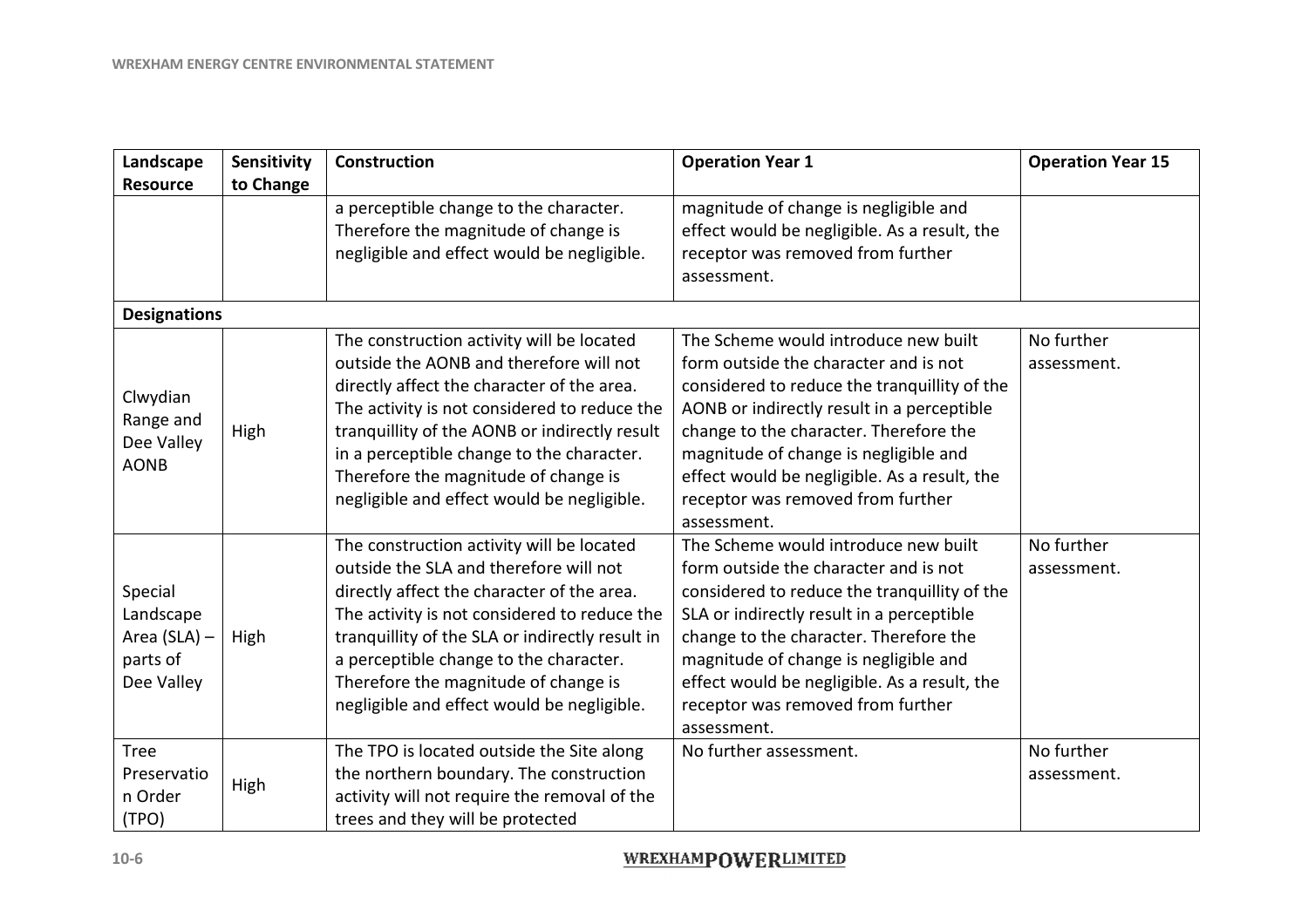| Landscape Resource | Sensitivity to Change | Construction | Operation Year 1 | Operation Year 15 |
|---|---|---|---|---|
| | | a perceptible change to the character. Therefore the magnitude of change is negligible and effect would be negligible. | magnitude of change is negligible and effect would be negligible. As a result, the receptor was removed from further assessment. | |
| **Designations** | | | | |
| Clwydian Range and Dee Valley AONB | High | The construction activity will be located outside the AONB and therefore will not directly affect the character of the area. The activity is not considered to reduce the tranquillity of the AONB or indirectly result in a perceptible change to the character. Therefore the magnitude of change is negligible and effect would be negligible. | The Scheme would introduce new built form outside the character and is not considered to reduce the tranquillity of the AONB or indirectly result in a perceptible change to the character. Therefore the magnitude of change is negligible and effect would be negligible. As a result, the receptor was removed from further assessment. | No further assessment. |
| Special Landscape Area (SLA) – parts of Dee Valley | High | The construction activity will be located outside the SLA and therefore will not directly affect the character of the area. The activity is not considered to reduce the tranquillity of the SLA or indirectly result in a perceptible change to the character. Therefore the magnitude of change is negligible and effect would be negligible. | The Scheme would introduce new built form outside the character and is not considered to reduce the tranquillity of the SLA or indirectly result in a perceptible change to the character. Therefore the magnitude of change is negligible and effect would be negligible. As a result, the receptor was removed from further assessment. | No further assessment. |
| Tree Preservation Order (TPO) | High | The TPO is located outside the Site along the northern boundary. The construction activity will not require the removal of the trees and they will be protected | No further assessment. | No further assessment. |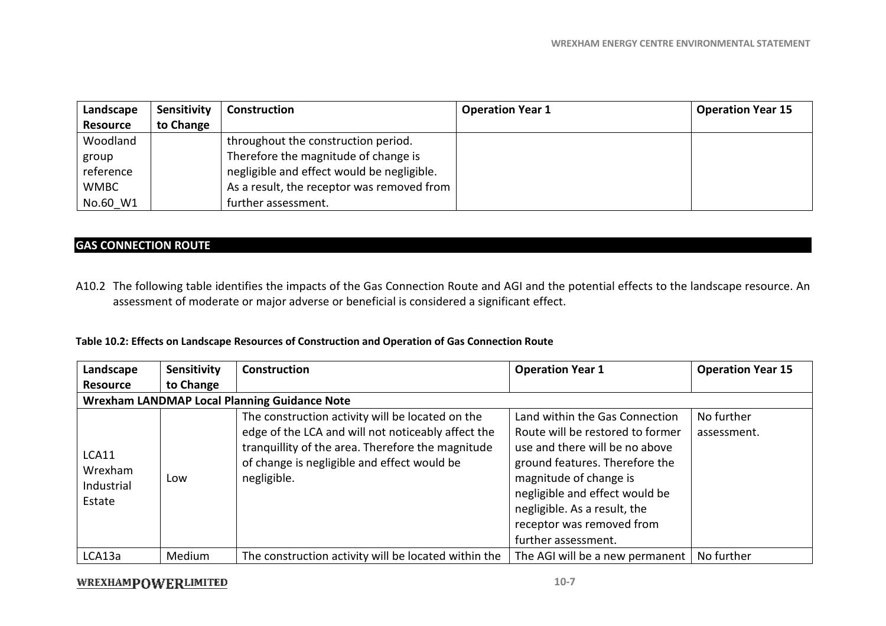| Landscape Resource | Sensitivity to Change | Construction | Operation Year 1 | Operation Year 15 |
| --- | --- | --- | --- | --- |
| Woodland group reference WMBC No.60_W1 | | throughout the construction period. Therefore the magnitude of change is negligible and effect would be negligible. As a result, the receptor was removed from further assessment. | | |

## GAS CONNECTION ROUTE

A10.2 The following table identifies the impacts of the Gas Connection Route and AGI and the potential effects to the landscape resource. An assessment of moderate or major adverse or beneficial is considered a significant effect.

**Table 10.2: Effects on Landscape Resources of Construction and Operation of Gas Connection Route**

| Landscape Resource | Sensitivity to Change | Construction | Operation Year 1 | Operation Year 15 |
| --- | --- | --- | --- | --- |
| **Wrexham LANDMAP Local Planning Guidance Note** | | | | |
| LCA11 Wrexham Industrial Estate | Low | The construction activity will be located on the edge of the LCA and will not noticeably affect the tranquillity of the area. Therefore the magnitude of change is negligible and effect would be negligible. | Land within the Gas Connection Route will be restored to former use and there will be no above ground features. Therefore the magnitude of change is negligible and effect would be negligible. As a result, the receptor was removed from further assessment. | No further assessment. |
| LCA13a | Medium | The construction activity will be located within the | The AGI will be a new permanent | No further |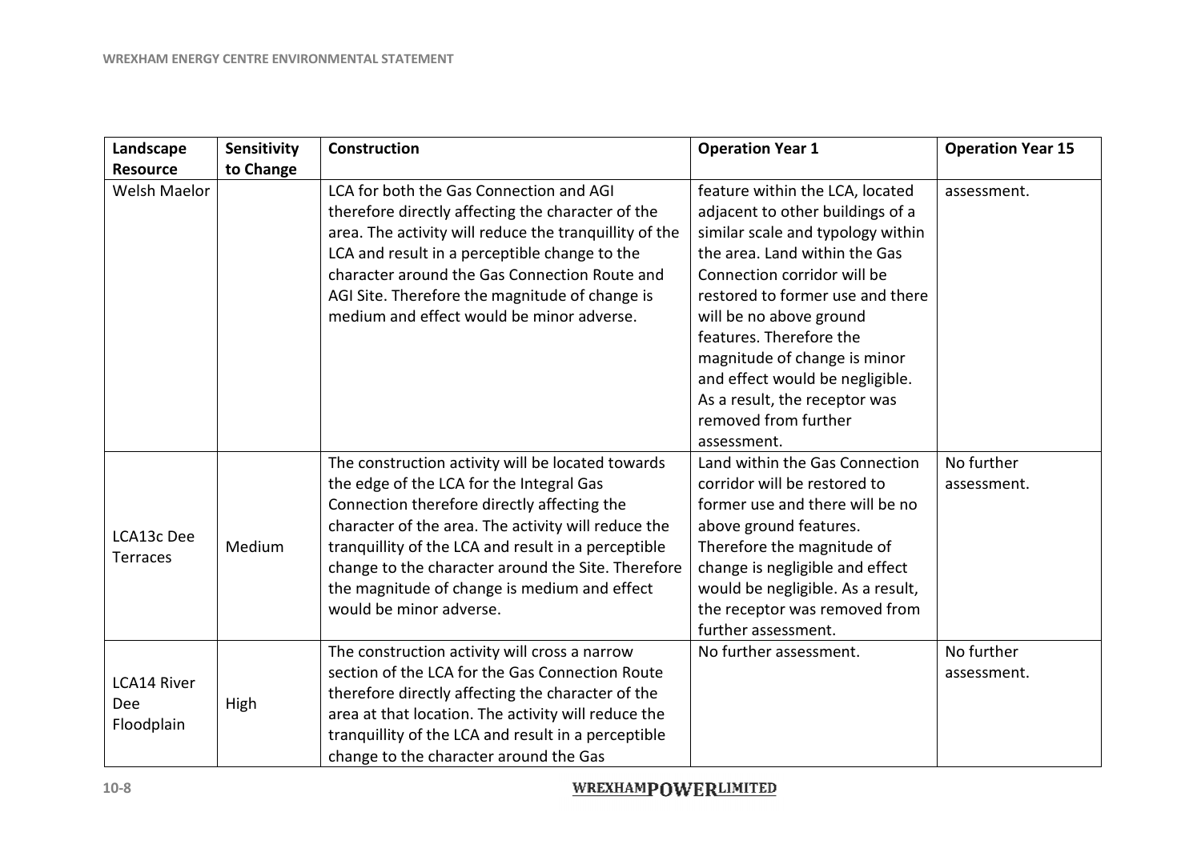| Landscape Resource | Sensitivity to Change | Construction | Operation Year 1 | Operation Year 15 |
|---|---|---|---|---|
| Welsh Maelor | | LCA for both the Gas Connection and AGI therefore directly affecting the character of the area. The activity will reduce the tranquillity of the LCA and result in a perceptible change to the character around the Gas Connection Route and AGI Site. Therefore the magnitude of change is medium and effect would be minor adverse. | feature within the LCA, located adjacent to other buildings of a similar scale and typology within the area. Land within the Gas Connection corridor will be restored to former use and there will be no above ground features. Therefore the magnitude of change is minor and effect would be negligible. As a result, the receptor was removed from further assessment. | assessment. |
| LCA13c Dee Terraces | Medium | The construction activity will be located towards the edge of the LCA for the Integral Gas Connection therefore directly affecting the character of the area. The activity will reduce the tranquillity of the LCA and result in a perceptible change to the character around the Site. Therefore the magnitude of change is medium and effect would be minor adverse. | Land within the Gas Connection corridor will be restored to former use and there will be no above ground features. Therefore the magnitude of change is negligible and effect would be negligible. As a result, the receptor was removed from further assessment. | No further assessment. |
| LCA14 River Dee Floodplain | High | The construction activity will cross a narrow section of the LCA for the Gas Connection Route therefore directly affecting the character of the area at that location. The activity will reduce the tranquillity of the LCA and result in a perceptible change to the character around the Gas | No further assessment. | No further assessment. |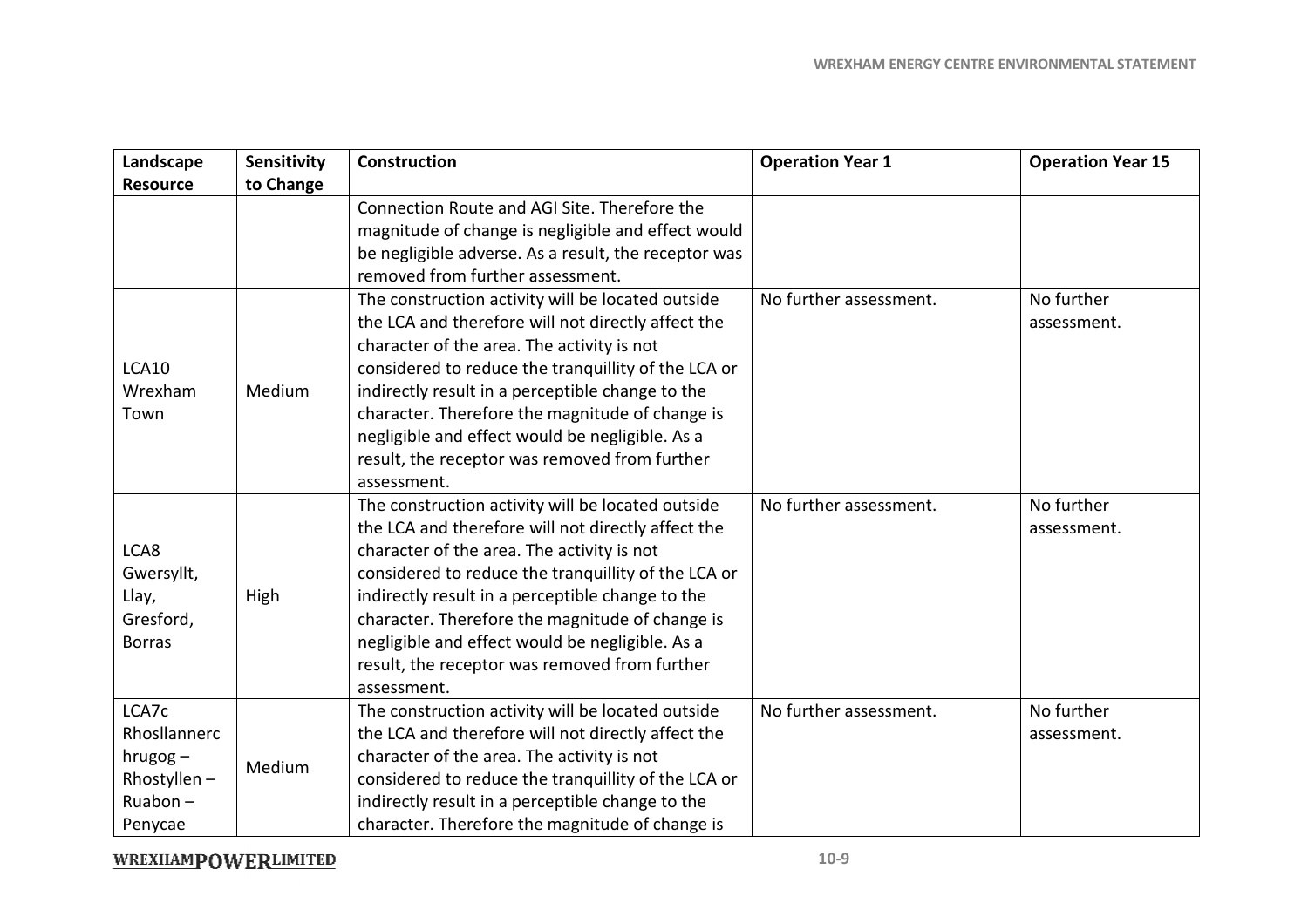| Landscape Resource | Sensitivity to Change | Construction | Operation Year 1 | Operation Year 15 |
|---|---|---|---|---|
| | | Connection Route and AGI Site. Therefore the magnitude of change is negligible and effect would be negligible adverse. As a result, the receptor was removed from further assessment. | | |
| LCA10 Wrexham Town | Medium | The construction activity will be located outside the LCA and therefore will not directly affect the character of the area. The activity is not considered to reduce the tranquillity of the LCA or indirectly result in a perceptible change to the character. Therefore the magnitude of change is negligible and effect would be negligible. As a result, the receptor was removed from further assessment. | No further assessment. | No further assessment. |
| LCA8 Gwersyllt, Llay, Gresford, Borras | High | The construction activity will be located outside the LCA and therefore will not directly affect the character of the area. The activity is not considered to reduce the tranquillity of the LCA or indirectly result in a perceptible change to the character. Therefore the magnitude of change is negligible and effect would be negligible. As a result, the receptor was removed from further assessment. | No further assessment. | No further assessment. |
| LCA7c Rhosllannerchrugog – Rhostyllen – Ruabon – Penycae | Medium | The construction activity will be located outside the LCA and therefore will not directly affect the character of the area. The activity is not considered to reduce the tranquillity of the LCA or indirectly result in a perceptible change to the character. Therefore the magnitude of change is | No further assessment. | No further assessment. |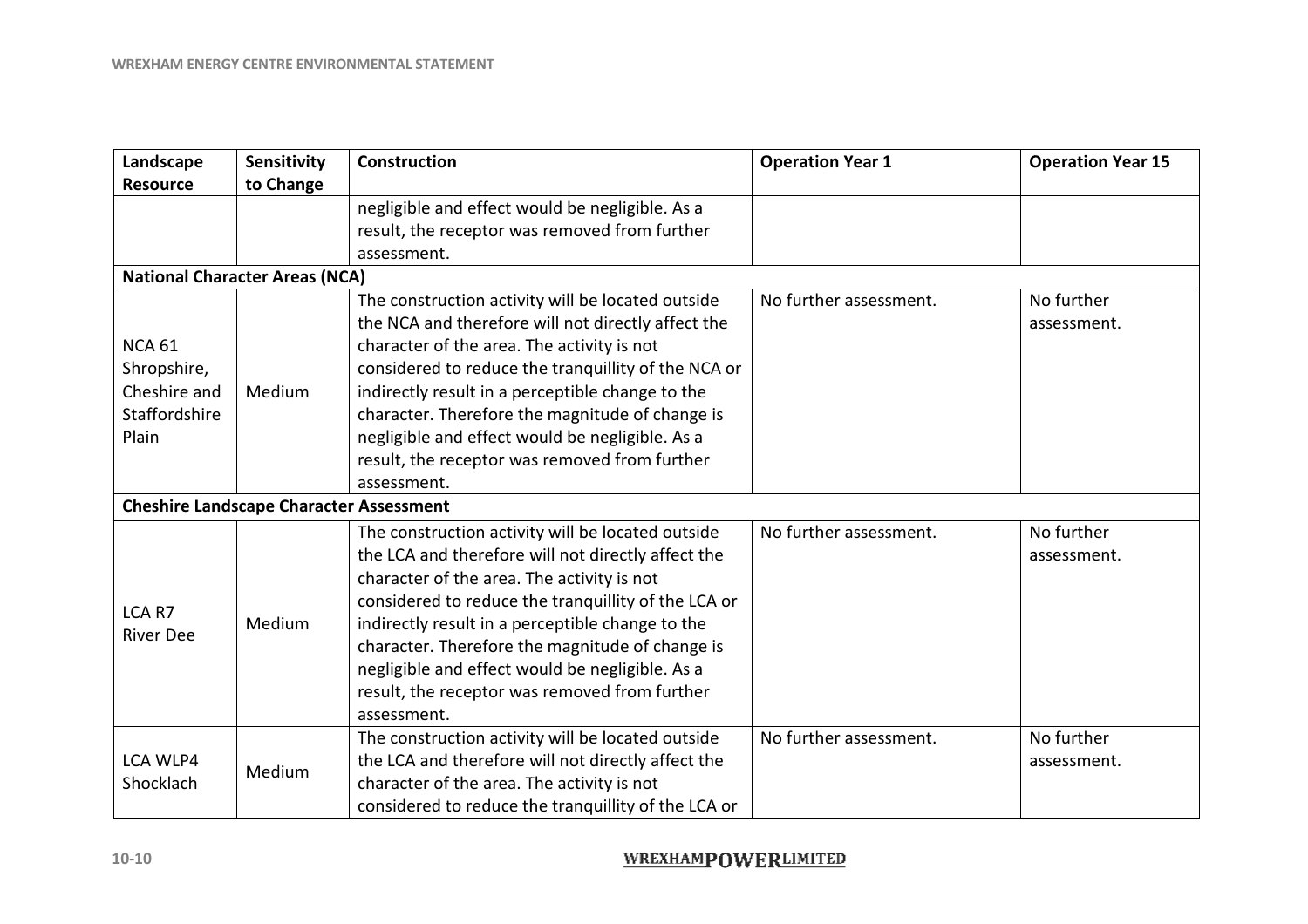| Landscape Resource | Sensitivity to Change | Construction | Operation Year 1 | Operation Year 15 |
|---|---|---|---|---|
| | | negligible and effect would be negligible. As a result, the receptor was removed from further assessment. | | |
| **National Character Areas (NCA)** | | | | |
| NCA 61 Shropshire, Cheshire and Staffordshire Plain | Medium | The construction activity will be located outside the NCA and therefore will not directly affect the character of the area. The activity is not considered to reduce the tranquillity of the NCA or indirectly result in a perceptible change to the character. Therefore the magnitude of change is negligible and effect would be negligible. As a result, the receptor was removed from further assessment. | No further assessment. | No further assessment. |
| **Cheshire Landscape Character Assessment** | | | | |
| LCA R7 River Dee | Medium | The construction activity will be located outside the LCA and therefore will not directly affect the character of the area. The activity is not considered to reduce the tranquillity of the LCA or indirectly result in a perceptible change to the character. Therefore the magnitude of change is negligible and effect would be negligible. As a result, the receptor was removed from further assessment. | No further assessment. | No further assessment. |
| LCA WLP4 Shocklach | Medium | The construction activity will be located outside the LCA and therefore will not directly affect the character of the area. The activity is not considered to reduce the tranquillity of the LCA or | No further assessment. | No further assessment. |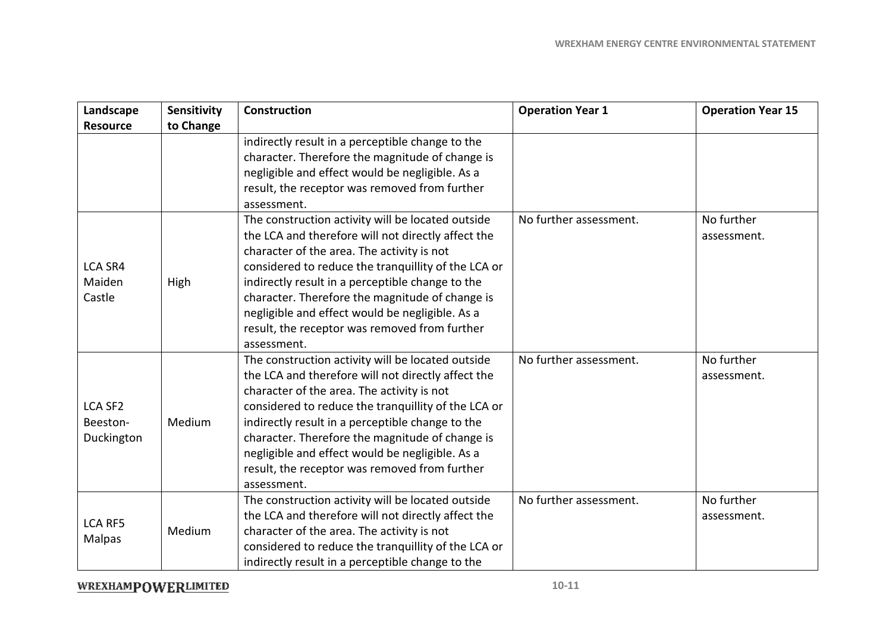| Landscape Resource | Sensitivity to Change | Construction | Operation Year 1 | Operation Year 15 |
|---|---|---|---|---|
| | | indirectly result in a perceptible change to the character. Therefore the magnitude of change is negligible and effect would be negligible. As a result, the receptor was removed from further assessment. | | |
| LCA SR4 Maiden Castle | High | The construction activity will be located outside the LCA and therefore will not directly affect the character of the area. The activity is not considered to reduce the tranquillity of the LCA or indirectly result in a perceptible change to the character. Therefore the magnitude of change is negligible and effect would be negligible. As a result, the receptor was removed from further assessment. | No further assessment. | No further assessment. |
| LCA SF2 Beeston-Duckington | Medium | The construction activity will be located outside the LCA and therefore will not directly affect the character of the area. The activity is not considered to reduce the tranquillity of the LCA or indirectly result in a perceptible change to the character. Therefore the magnitude of change is negligible and effect would be negligible. As a result, the receptor was removed from further assessment. | No further assessment. | No further assessment. |
| LCA RF5 Malpas | Medium | The construction activity will be located outside the LCA and therefore will not directly affect the character of the area. The activity is not considered to reduce the tranquillity of the LCA or indirectly result in a perceptible change to the | No further assessment. | No further assessment. |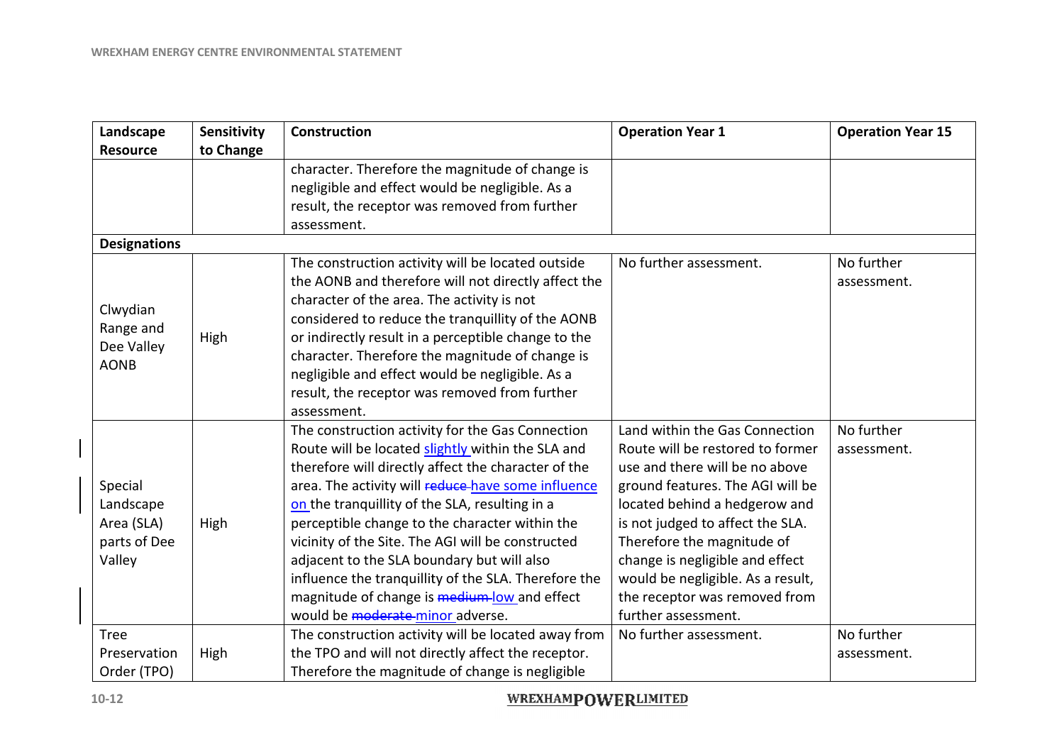| Landscape Resource | Sensitivity to Change | Construction | Operation Year 1 | Operation Year 15 |
|---|---|---|---|---|
| | | character. Therefore the magnitude of change is negligible and effect would be negligible. As a result, the receptor was removed from further assessment. | | |
| **Designations** | | | | |
| Clwydian Range and Dee Valley AONB | High | The construction activity will be located outside the AONB and therefore will not directly affect the character of the area. The activity is not considered to reduce the tranquillity of the AONB or indirectly result in a perceptible change to the character. Therefore the magnitude of change is negligible and effect would be negligible. As a result, the receptor was removed from further assessment. | No further assessment. | No further assessment. |
| Special Landscape Area (SLA) parts of Dee Valley | High | The construction activity for the Gas Connection Route will be located slightly within the SLA and therefore will directly affect the character of the area. The activity will ~~reduce~~ have some influence on the tranquillity of the SLA, resulting in a perceptible change to the character within the vicinity of the Site. The AGI will be constructed adjacent to the SLA boundary but will also influence the tranquillity of the SLA. Therefore the magnitude of change is ~~medium~~ low and effect would be ~~moderate~~ minor adverse. | Land within the Gas Connection Route will be restored to former use and there will be no above ground features. The AGI will be located behind a hedgerow and is not judged to affect the SLA. Therefore the magnitude of change is negligible and effect would be negligible. As a result, the receptor was removed from further assessment. | No further assessment. |
| Tree Preservation Order (TPO) | High | The construction activity will be located away from the TPO and will not directly affect the receptor. Therefore the magnitude of change is negligible | No further assessment. | No further assessment. |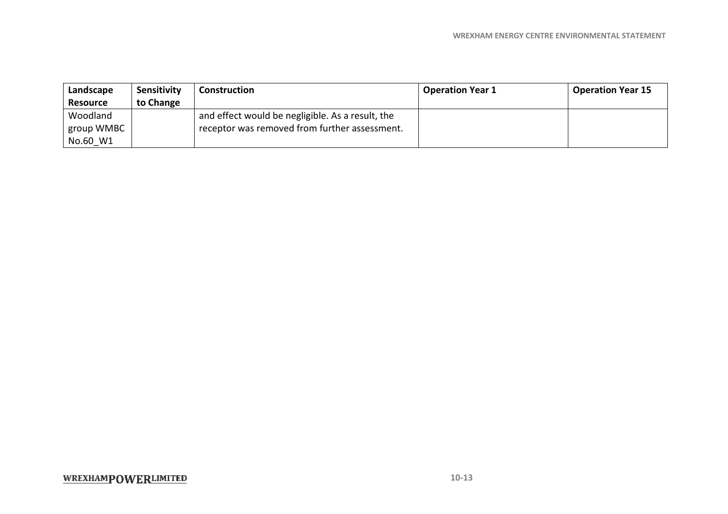| Landscape Resource | Sensitivity to Change | Construction | Operation Year 1 | Operation Year 15 |
|---|---|---|---|---|
| Woodland group WMBC No.60_W1 | | and effect would be negligible. As a result, the receptor was removed from further assessment. | | |